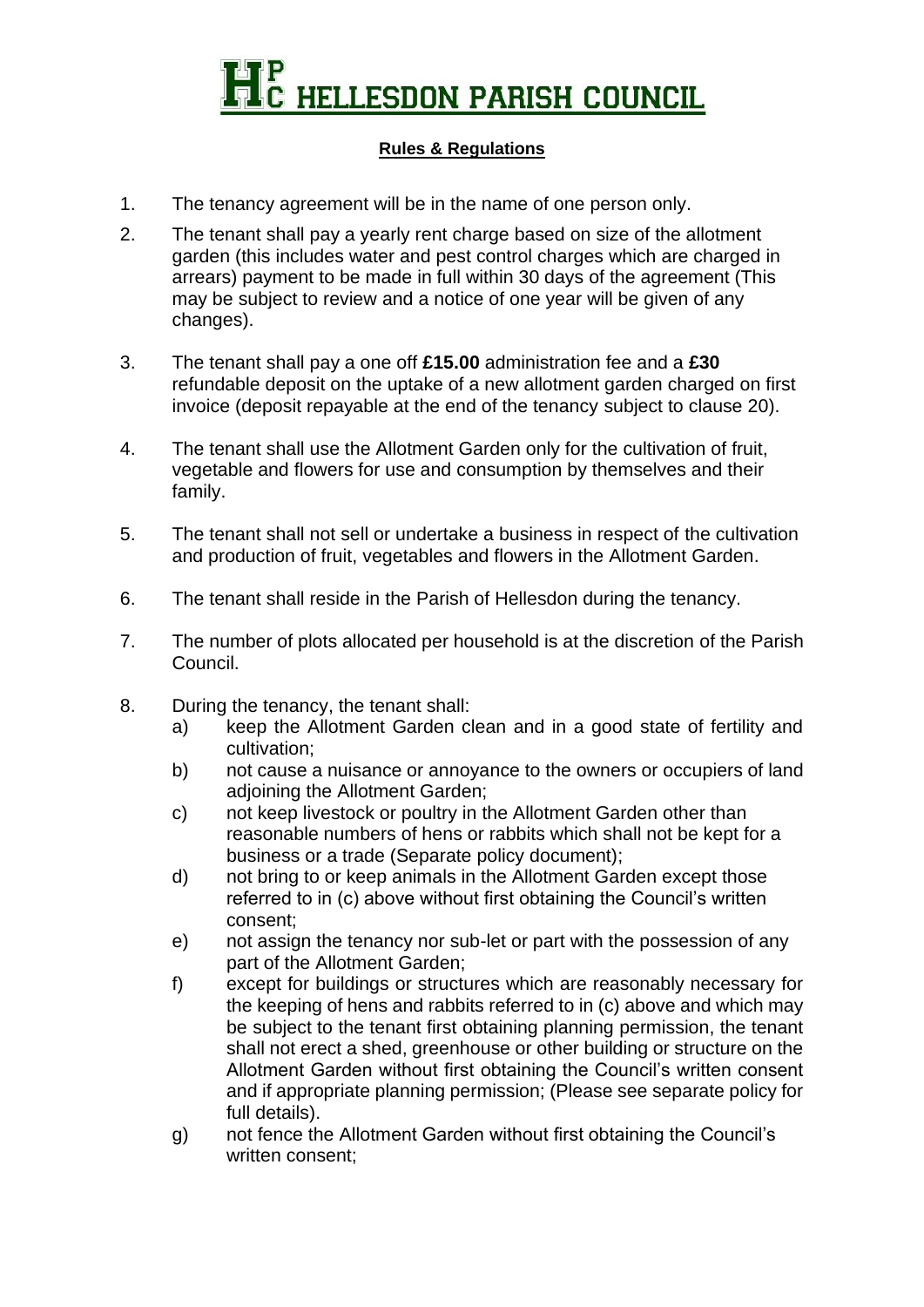# HELLESDON PARISH COUNCIL

**Rules & Regulations**

1. The tenancy agreement will be in the name of one person only.
2. The tenant shall pay a yearly rent charge based on size of the allotment garden (this includes water and pest control charges which are charged in arrears) payment to be made in full within 30 days of the agreement (This may be subject to review and a notice of one year will be given of any changes).
3. The tenant shall pay a one off **£15.00** administration fee and a **£30** refundable deposit on the uptake of a new allotment garden charged on first invoice (deposit repayable at the end of the tenancy subject to clause 20).
4. The tenant shall use the Allotment Garden only for the cultivation of fruit, vegetable and flowers for use and consumption by themselves and their family.
5. The tenant shall not sell or undertake a business in respect of the cultivation and production of fruit, vegetables and flowers in the Allotment Garden.
6. The tenant shall reside in the Parish of Hellesdon during the tenancy.
7. The number of plots allocated per household is at the discretion of the Parish Council.
8. During the tenancy, the tenant shall:
   a) keep the Allotment Garden clean and in a good state of fertility and cultivation;
   b) not cause a nuisance or annoyance to the owners or occupiers of land adjoining the Allotment Garden;
   c) not keep livestock or poultry in the Allotment Garden other than reasonable numbers of hens or rabbits which shall not be kept for a business or a trade (Separate policy document);
   d) not bring to or keep animals in the Allotment Garden except those referred to in (c) above without first obtaining the Council's written consent;
   e) not assign the tenancy nor sub-let or part with the possession of any part of the Allotment Garden;
   f) except for buildings or structures which are reasonably necessary for the keeping of hens and rabbits referred to in (c) above and which may be subject to the tenant first obtaining planning permission, the tenant shall not erect a shed, greenhouse or other building or structure on the Allotment Garden without first obtaining the Council's written consent and if appropriate planning permission; (Please see separate policy for full details).
   g) not fence the Allotment Garden without first obtaining the Council's written consent;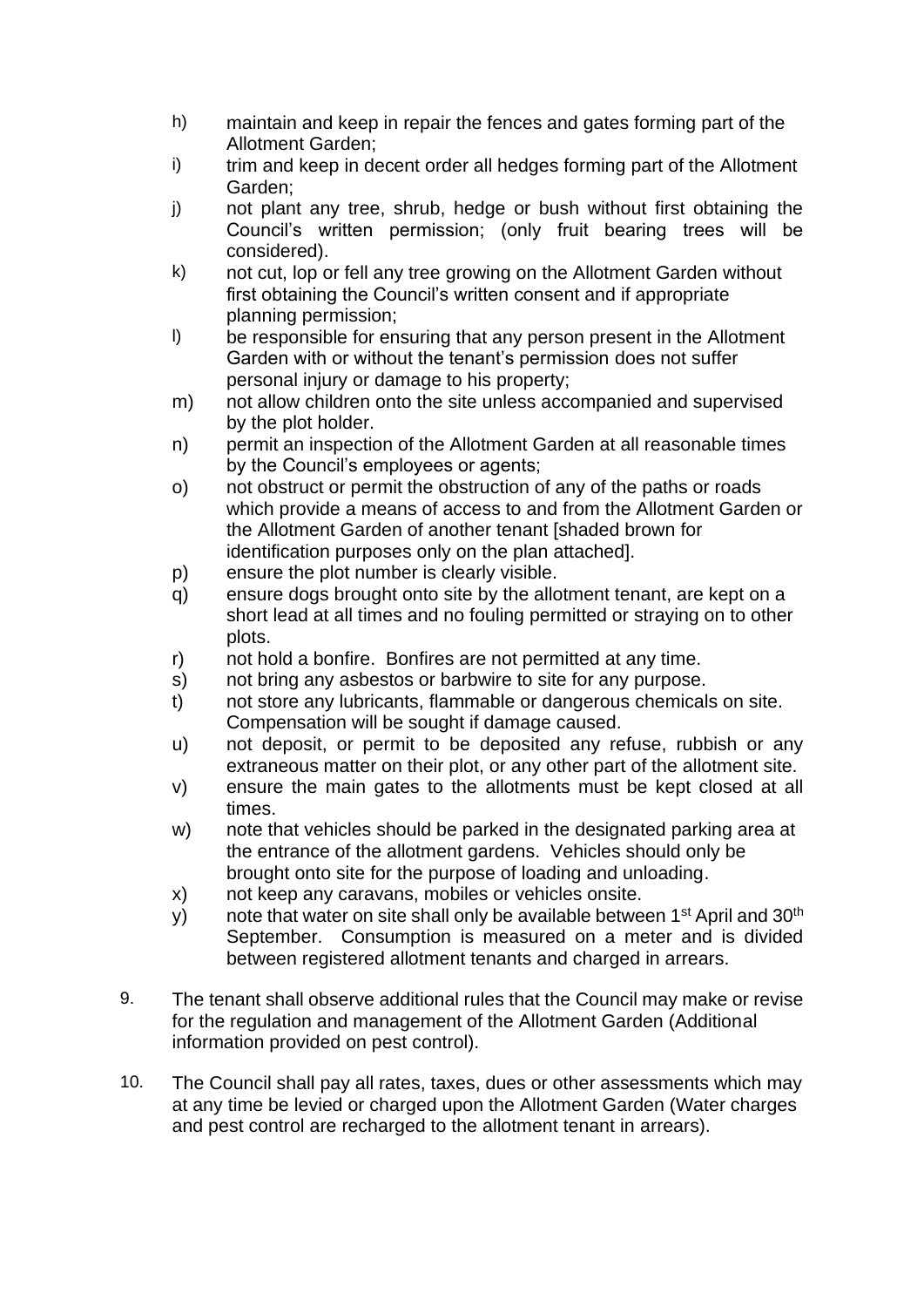h) maintain and keep in repair the fences and gates forming part of the Allotment Garden;

i) trim and keep in decent order all hedges forming part of the Allotment Garden;

j) not plant any tree, shrub, hedge or bush without first obtaining the Council's written permission; (only fruit bearing trees will be considered).

k) not cut, lop or fell any tree growing on the Allotment Garden without first obtaining the Council's written consent and if appropriate planning permission;

l) be responsible for ensuring that any person present in the Allotment Garden with or without the tenant's permission does not suffer personal injury or damage to his property;

m) not allow children onto the site unless accompanied and supervised by the plot holder.

n) permit an inspection of the Allotment Garden at all reasonable times by the Council's employees or agents;

o) not obstruct or permit the obstruction of any of the paths or roads which provide a means of access to and from the Allotment Garden or the Allotment Garden of another tenant [shaded brown for identification purposes only on the plan attached].

p) ensure the plot number is clearly visible.

q) ensure dogs brought onto site by the allotment tenant, are kept on a short lead at all times and no fouling permitted or straying on to other plots.

r) not hold a bonfire. Bonfires are not permitted at any time.

s) not bring any asbestos or barbwire to site for any purpose.

t) not store any lubricants, flammable or dangerous chemicals on site. Compensation will be sought if damage caused.

u) not deposit, or permit to be deposited any refuse, rubbish or any extraneous matter on their plot, or any other part of the allotment site.

v) ensure the main gates to the allotments must be kept closed at all times.

w) note that vehicles should be parked in the designated parking area at the entrance of the allotment gardens. Vehicles should only be brought onto site for the purpose of loading and unloading.

x) not keep any caravans, mobiles or vehicles onsite.

y) note that water on site shall only be available between 1st April and 30th September. Consumption is measured on a meter and is divided between registered allotment tenants and charged in arrears.

9. The tenant shall observe additional rules that the Council may make or revise for the regulation and management of the Allotment Garden (Additional information provided on pest control).

10. The Council shall pay all rates, taxes, dues or other assessments which may at any time be levied or charged upon the Allotment Garden (Water charges and pest control are recharged to the allotment tenant in arrears).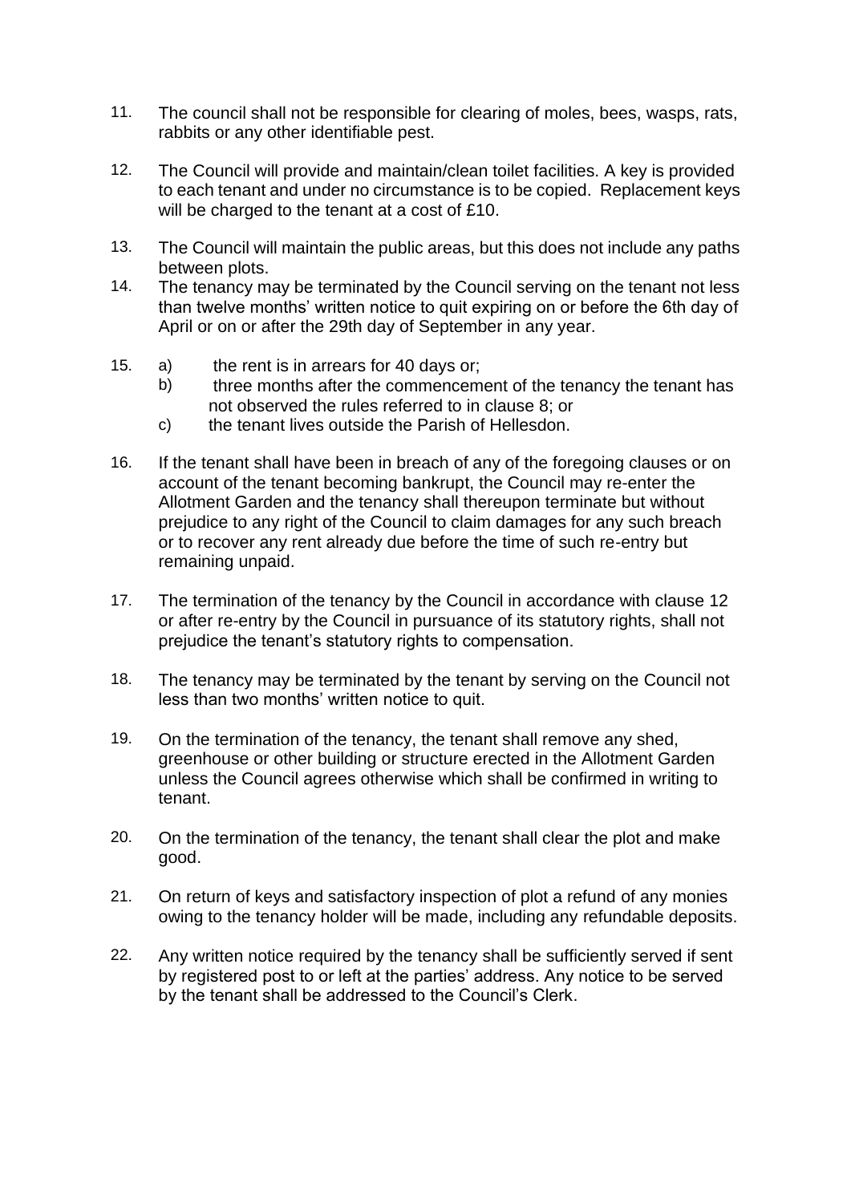11. The council shall not be responsible for clearing of moles, bees, wasps, rats, rabbits or any other identifiable pest.

12. The Council will provide and maintain/clean toilet facilities. A key is provided to each tenant and under no circumstance is to be copied. Replacement keys will be charged to the tenant at a cost of £10.

13. The Council will maintain the public areas, but this does not include any paths between plots.

14. The tenancy may be terminated by the Council serving on the tenant not less than twelve months' written notice to quit expiring on or before the 6th day of April or on or after the 29th day of September in any year.

15. a) the rent is in arrears for 40 days or;
    b) three months after the commencement of the tenancy the tenant has not observed the rules referred to in clause 8; or
    c) the tenant lives outside the Parish of Hellesdon.

16. If the tenant shall have been in breach of any of the foregoing clauses or on account of the tenant becoming bankrupt, the Council may re-enter the Allotment Garden and the tenancy shall thereupon terminate but without prejudice to any right of the Council to claim damages for any such breach or to recover any rent already due before the time of such re-entry but remaining unpaid.

17. The termination of the tenancy by the Council in accordance with clause 12 or after re-entry by the Council in pursuance of its statutory rights, shall not prejudice the tenant's statutory rights to compensation.

18. The tenancy may be terminated by the tenant by serving on the Council not less than two months' written notice to quit.

19. On the termination of the tenancy, the tenant shall remove any shed, greenhouse or other building or structure erected in the Allotment Garden unless the Council agrees otherwise which shall be confirmed in writing to tenant.

20. On the termination of the tenancy, the tenant shall clear the plot and make good.

21. On return of keys and satisfactory inspection of plot a refund of any monies owing to the tenancy holder will be made, including any refundable deposits.

22. Any written notice required by the tenancy shall be sufficiently served if sent by registered post to or left at the parties' address. Any notice to be served by the tenant shall be addressed to the Council's Clerk.